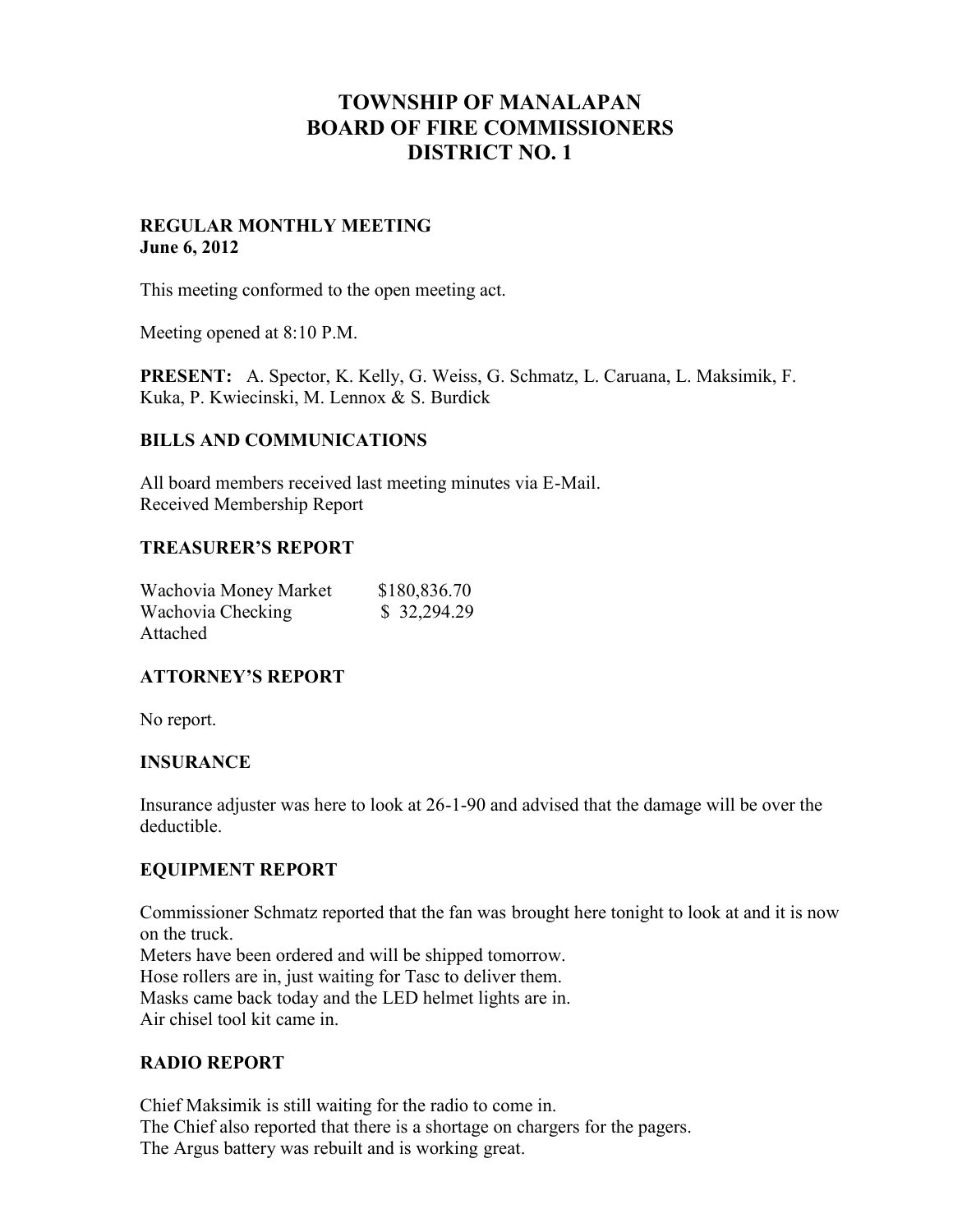# TOWNSHIP OF MANALAPAN
# BOARD OF FIRE COMMISSIONERS
# DISTRICT NO. 1

**REGULAR MONTHLY MEETING**
**June 6, 2012**

This meeting conformed to the open meeting act.

Meeting opened at 8:10 P.M.

**PRESENT:** A. Spector, K. Kelly, G. Weiss, G. Schmatz, L. Caruana, L. Maksimik, F. Kuka, P. Kwiecinski, M. Lennox & S. Burdick

## BILLS AND COMMUNICATIONS

All board members received last meeting minutes via E-Mail.
Received Membership Report

## TREASURER'S REPORT

| | |
|---|---|
| Wachovia Money Market | $180,836.70 |
| Wachovia Checking | $ 32,294.29 |

Attached

## ATTORNEY'S REPORT

No report.

## INSURANCE

Insurance adjuster was here to look at 26-1-90 and advised that the damage will be over the deductible.

## EQUIPMENT REPORT

Commissioner Schmatz reported that the fan was brought here tonight to look at and it is now on the truck.
Meters have been ordered and will be shipped tomorrow.
Hose rollers are in, just waiting for Tasc to deliver them.
Masks came back today and the LED helmet lights are in.
Air chisel tool kit came in.

## RADIO REPORT

Chief Maksimik is still waiting for the radio to come in.
The Chief also reported that there is a shortage on chargers for the pagers.
The Argus battery was rebuilt and is working great.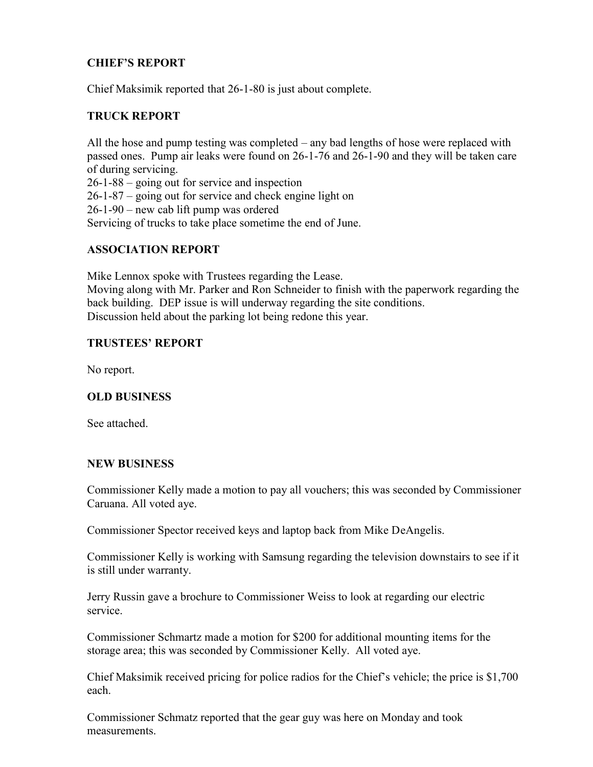## CHIEF'S REPORT

Chief Maksimik reported that 26-1-80 is just about complete.

## TRUCK REPORT

All the hose and pump testing was completed – any bad lengths of hose were replaced with passed ones. Pump air leaks were found on 26-1-76 and 26-1-90 and they will be taken care of during servicing.
26-1-88 – going out for service and inspection
26-1-87 – going out for service and check engine light on
26-1-90 – new cab lift pump was ordered
Servicing of trucks to take place sometime the end of June.

## ASSOCIATION REPORT

Mike Lennox spoke with Trustees regarding the Lease.
Moving along with Mr. Parker and Ron Schneider to finish with the paperwork regarding the back building. DEP issue is will underway regarding the site conditions.
Discussion held about the parking lot being redone this year.

## TRUSTEES' REPORT

No report.

## OLD BUSINESS

See attached.

## NEW BUSINESS

Commissioner Kelly made a motion to pay all vouchers; this was seconded by Commissioner Caruana. All voted aye.

Commissioner Spector received keys and laptop back from Mike DeAngelis.

Commissioner Kelly is working with Samsung regarding the television downstairs to see if it is still under warranty.

Jerry Russin gave a brochure to Commissioner Weiss to look at regarding our electric service.

Commissioner Schmartz made a motion for $200 for additional mounting items for the storage area; this was seconded by Commissioner Kelly. All voted aye.

Chief Maksimik received pricing for police radios for the Chief's vehicle; the price is $1,700 each.

Commissioner Schmatz reported that the gear guy was here on Monday and took measurements.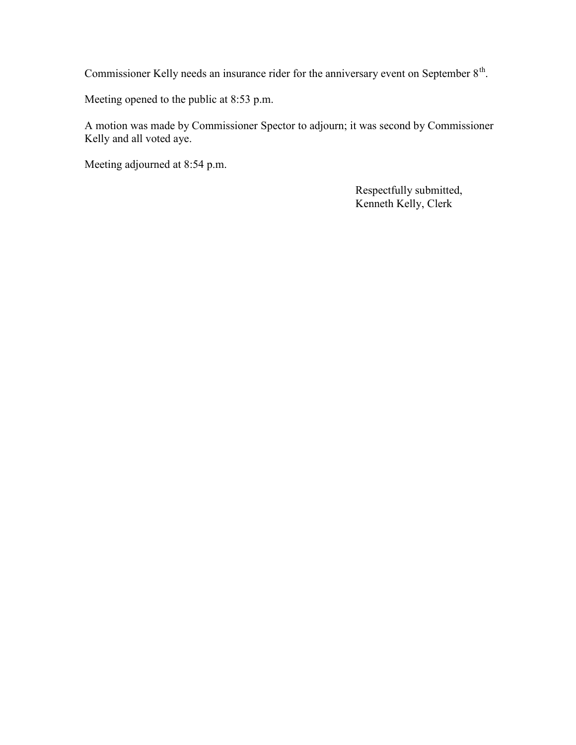Commissioner Kelly needs an insurance rider for the anniversary event on September 8th.

Meeting opened to the public at 8:53 p.m.

A motion was made by Commissioner Spector to adjourn; it was second by Commissioner Kelly and all voted aye.

Meeting adjourned at 8:54 p.m.

Respectfully submitted,
Kenneth Kelly, Clerk